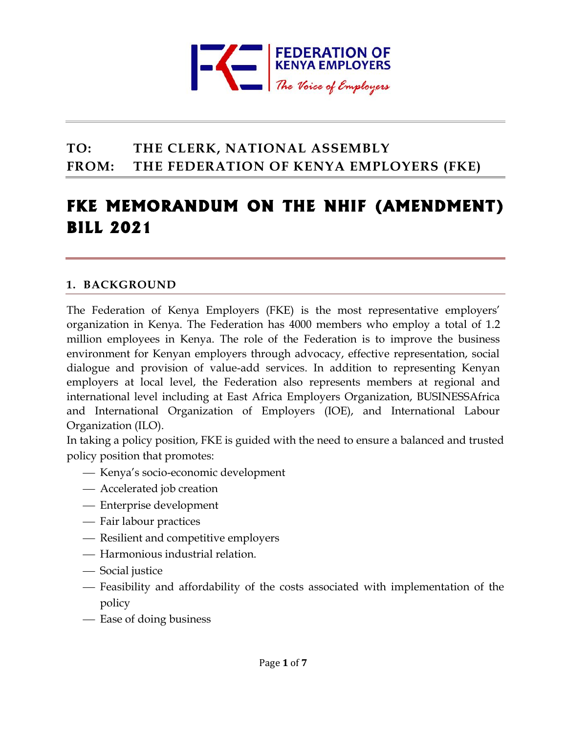FEDERATION OF KENYA EMPLOYERS

*The Voice of Employers*

**TO: THE CLERK, NATIONAL ASSEMBLY**
**FROM: THE FEDERATION OF KENYA EMPLOYERS (FKE)**

# FKE MEMORANDUM ON THE NHIF (AMENDMENT) BILL 2021

## 1. BACKGROUND

The Federation of Kenya Employers (FKE) is the most representative employers' organization in Kenya. The Federation has 4000 members who employ a total of 1.2 million employees in Kenya. The role of the Federation is to improve the business environment for Kenyan employers through advocacy, effective representation, social dialogue and provision of value-add services. In addition to representing Kenyan employers at local level, the Federation also represents members at regional and international level including at East Africa Employers Organization, BUSINESSAfrica and International Organization of Employers (IOE), and International Labour Organization (ILO).

In taking a policy position, FKE is guided with the need to ensure a balanced and trusted policy position that promotes:

- Kenya's socio-economic development
- Accelerated job creation
- Enterprise development
- Fair labour practices
- Resilient and competitive employers
- Harmonious industrial relation.
- Social justice
- Feasibility and affordability of the costs associated with implementation of the policy
- Ease of doing business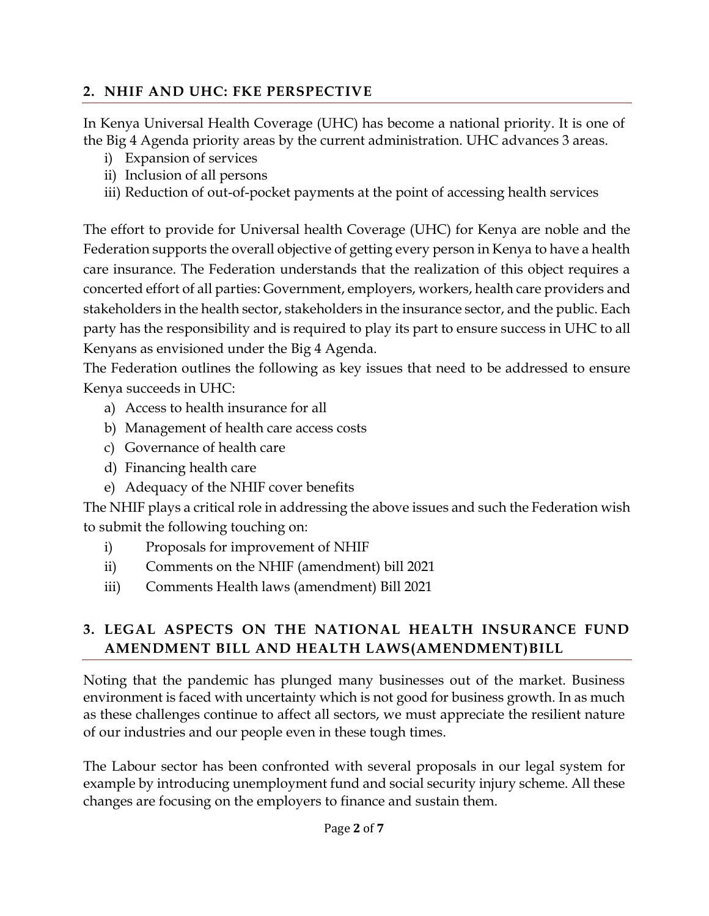## 2. NHIF AND UHC: FKE PERSPECTIVE

In Kenya Universal Health Coverage (UHC) has become a national priority. It is one of the Big 4 Agenda priority areas by the current administration. UHC advances 3 areas.

i) Expansion of services
ii) Inclusion of all persons
iii) Reduction of out-of-pocket payments at the point of accessing health services

The effort to provide for Universal health Coverage (UHC) for Kenya are noble and the Federation supports the overall objective of getting every person in Kenya to have a health care insurance. The Federation understands that the realization of this object requires a concerted effort of all parties: Government, employers, workers, health care providers and stakeholders in the health sector, stakeholders in the insurance sector, and the public. Each party has the responsibility and is required to play its part to ensure success in UHC to all Kenyans as envisioned under the Big 4 Agenda.

The Federation outlines the following as key issues that need to be addressed to ensure Kenya succeeds in UHC:

a) Access to health insurance for all
b) Management of health care access costs
c) Governance of health care
d) Financing health care
e) Adequacy of the NHIF cover benefits

The NHIF plays a critical role in addressing the above issues and such the Federation wish to submit the following touching on:

i) Proposals for improvement of NHIF
ii) Comments on the NHIF (amendment) bill 2021
iii) Comments Health laws (amendment) Bill 2021

## 3. LEGAL ASPECTS ON THE NATIONAL HEALTH INSURANCE FUND AMENDMENT BILL AND HEALTH LAWS(AMENDMENT)BILL

Noting that the pandemic has plunged many businesses out of the market. Business environment is faced with uncertainty which is not good for business growth. In as much as these challenges continue to affect all sectors, we must appreciate the resilient nature of our industries and our people even in these tough times.

The Labour sector has been confronted with several proposals in our legal system for example by introducing unemployment fund and social security injury scheme. All these changes are focusing on the employers to finance and sustain them.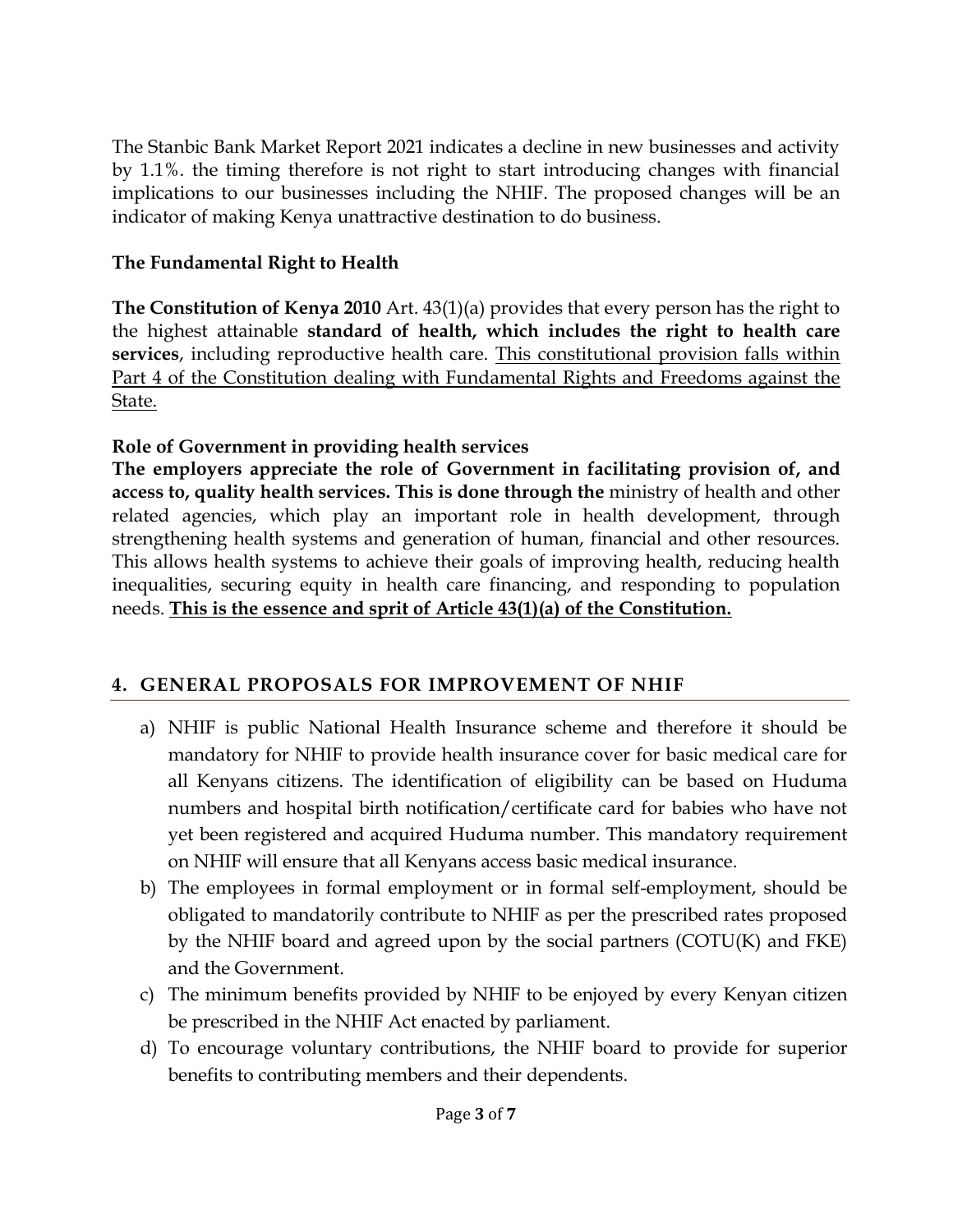The Stanbic Bank Market Report 2021 indicates a decline in new businesses and activity by 1.1%. the timing therefore is not right to start introducing changes with financial implications to our businesses including the NHIF. The proposed changes will be an indicator of making Kenya unattractive destination to do business.

**The Fundamental Right to Health**

**The Constitution of Kenya 2010** Art. 43(1)(a) provides that every person has the right to the highest attainable **standard of health, which includes the right to health care services**, including reproductive health care. <u>This constitutional provision falls within Part 4 of the Constitution dealing with Fundamental Rights and Freedoms against the State.</u>

**Role of Government in providing health services**

**The employers appreciate the role of Government in facilitating provision of, and access to, quality health services. This is done through the** ministry of health and other related agencies, which play an important role in health development, through strengthening health systems and generation of human, financial and other resources. This allows health systems to achieve their goals of improving health, reducing health inequalities, securing equity in health care financing, and responding to population needs. **<u>This is the essence and sprit of Article 43(1)(a) of the Constitution.</u>**

## 4. GENERAL PROPOSALS FOR IMPROVEMENT OF NHIF

a) NHIF is public National Health Insurance scheme and therefore it should be mandatory for NHIF to provide health insurance cover for basic medical care for all Kenyans citizens. The identification of eligibility can be based on Huduma numbers and hospital birth notification/certificate card for babies who have not yet been registered and acquired Huduma number. This mandatory requirement on NHIF will ensure that all Kenyans access basic medical insurance.

b) The employees in formal employment or in formal self-employment, should be obligated to mandatorily contribute to NHIF as per the prescribed rates proposed by the NHIF board and agreed upon by the social partners (COTU(K) and FKE) and the Government.

c) The minimum benefits provided by NHIF to be enjoyed by every Kenyan citizen be prescribed in the NHIF Act enacted by parliament.

d) To encourage voluntary contributions, the NHIF board to provide for superior benefits to contributing members and their dependents.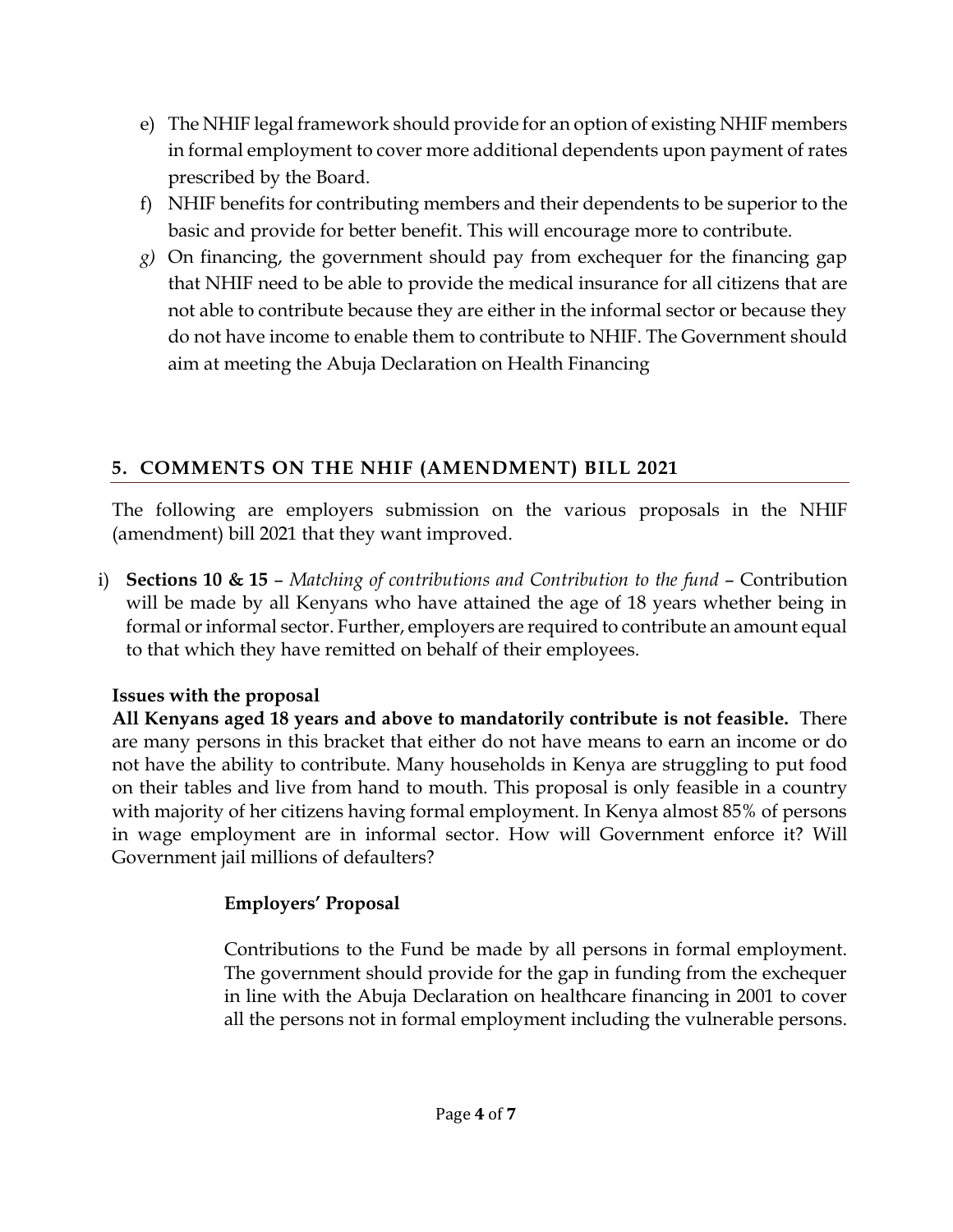e) The NHIF legal framework should provide for an option of existing NHIF members in formal employment to cover more additional dependents upon payment of rates prescribed by the Board.

f) NHIF benefits for contributing members and their dependents to be superior to the basic and provide for better benefit. This will encourage more to contribute.

*g)* On financing, the government should pay from exchequer for the financing gap that NHIF need to be able to provide the medical insurance for all citizens that are not able to contribute because they are either in the informal sector or because they do not have income to enable them to contribute to NHIF. The Government should aim at meeting the Abuja Declaration on Health Financing

## 5. COMMENTS ON THE NHIF (AMENDMENT) BILL 2021

The following are employers submission on the various proposals in the NHIF (amendment) bill 2021 that they want improved.

i) **Sections 10 & 15** – *Matching of contributions and Contribution to the fund* – Contribution will be made by all Kenyans who have attained the age of 18 years whether being in formal or informal sector. Further, employers are required to contribute an amount equal to that which they have remitted on behalf of their employees.

**Issues with the proposal**

**All Kenyans aged 18 years and above to mandatorily contribute is not feasible.** There are many persons in this bracket that either do not have means to earn an income or do not have the ability to contribute. Many households in Kenya are struggling to put food on their tables and live from hand to mouth. This proposal is only feasible in a country with majority of her citizens having formal employment. In Kenya almost 85% of persons in wage employment are in informal sector. How will Government enforce it? Will Government jail millions of defaulters?

**Employers' Proposal**

Contributions to the Fund be made by all persons in formal employment. The government should provide for the gap in funding from the exchequer in line with the Abuja Declaration on healthcare financing in 2001 to cover all the persons not in formal employment including the vulnerable persons.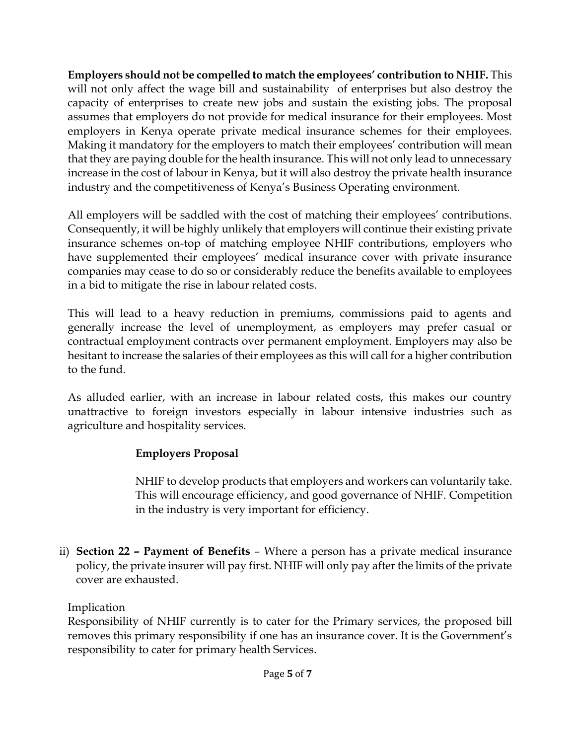**Employers should not be compelled to match the employees' contribution to NHIF.** This will not only affect the wage bill and sustainability of enterprises but also destroy the capacity of enterprises to create new jobs and sustain the existing jobs. The proposal assumes that employers do not provide for medical insurance for their employees. Most employers in Kenya operate private medical insurance schemes for their employees. Making it mandatory for the employers to match their employees' contribution will mean that they are paying double for the health insurance. This will not only lead to unnecessary increase in the cost of labour in Kenya, but it will also destroy the private health insurance industry and the competitiveness of Kenya's Business Operating environment.

All employers will be saddled with the cost of matching their employees' contributions. Consequently, it will be highly unlikely that employers will continue their existing private insurance schemes on-top of matching employee NHIF contributions, employers who have supplemented their employees' medical insurance cover with private insurance companies may cease to do so or considerably reduce the benefits available to employees in a bid to mitigate the rise in labour related costs.

This will lead to a heavy reduction in premiums, commissions paid to agents and generally increase the level of unemployment, as employers may prefer casual or contractual employment contracts over permanent employment. Employers may also be hesitant to increase the salaries of their employees as this will call for a higher contribution to the fund.

As alluded earlier, with an increase in labour related costs, this makes our country unattractive to foreign investors especially in labour intensive industries such as agriculture and hospitality services.

**Employers Proposal**

NHIF to develop products that employers and workers can voluntarily take. This will encourage efficiency, and good governance of NHIF. Competition in the industry is very important for efficiency.

ii) **Section 22 – Payment of Benefits** – Where a person has a private medical insurance policy, the private insurer will pay first. NHIF will only pay after the limits of the private cover are exhausted.

Implication

Responsibility of NHIF currently is to cater for the Primary services, the proposed bill removes this primary responsibility if one has an insurance cover. It is the Government's responsibility to cater for primary health Services.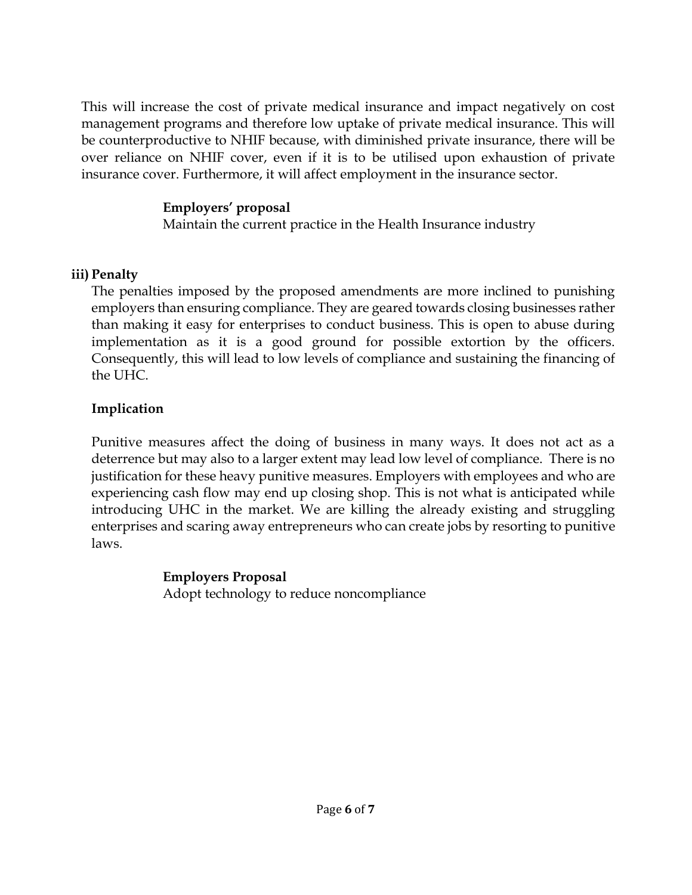This will increase the cost of private medical insurance and impact negatively on cost management programs and therefore low uptake of private medical insurance. This will be counterproductive to NHIF because, with diminished private insurance, there will be over reliance on NHIF cover, even if it is to be utilised upon exhaustion of private insurance cover. Furthermore, it will affect employment in the insurance sector.

**Employers' proposal**

Maintain the current practice in the Health Insurance industry

### iii) Penalty

The penalties imposed by the proposed amendments are more inclined to punishing employers than ensuring compliance. They are geared towards closing businesses rather than making it easy for enterprises to conduct business. This is open to abuse during implementation as it is a good ground for possible extortion by the officers. Consequently, this will lead to low levels of compliance and sustaining the financing of the UHC.

**Implication**

Punitive measures affect the doing of business in many ways. It does not act as a deterrence but may also to a larger extent may lead low level of compliance. There is no justification for these heavy punitive measures. Employers with employees and who are experiencing cash flow may end up closing shop. This is not what is anticipated while introducing UHC in the market. We are killing the already existing and struggling enterprises and scaring away entrepreneurs who can create jobs by resorting to punitive laws.

**Employers Proposal**

Adopt technology to reduce noncompliance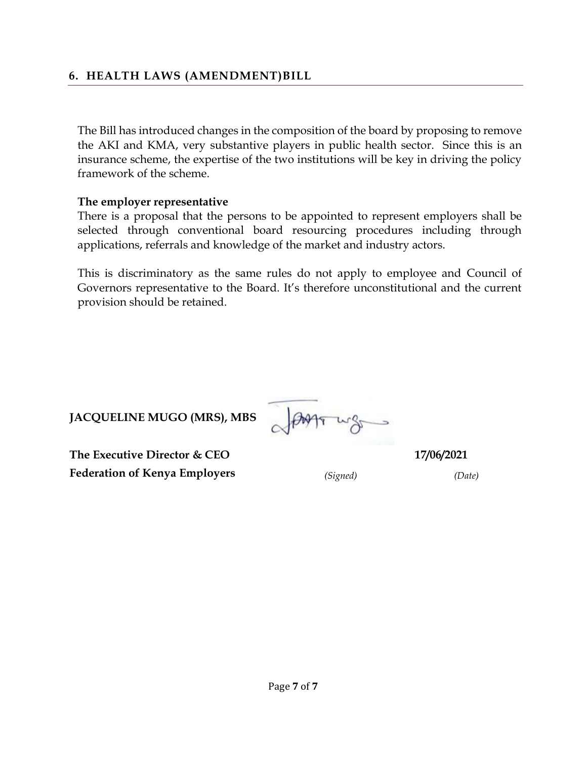## 6. HEALTH LAWS (AMENDMENT)BILL

The Bill has introduced changes in the composition of the board by proposing to remove the AKI and KMA, very substantive players in public health sector. Since this is an insurance scheme, the expertise of the two institutions will be key in driving the policy framework of the scheme.

**The employer representative**

There is a proposal that the persons to be appointed to represent employers shall be selected through conventional board resourcing procedures including through applications, referrals and knowledge of the market and industry actors.

This is discriminatory as the same rules do not apply to employee and Council of Governors representative to the Board. It's therefore unconstitutional and the current provision should be retained.

**JACQUELINE MUGO (MRS), MBS**

**The Executive Director & CEO**

**Federation of Kenya Employers**

*(Signed)*

**17/06/2021**

*(Date)*